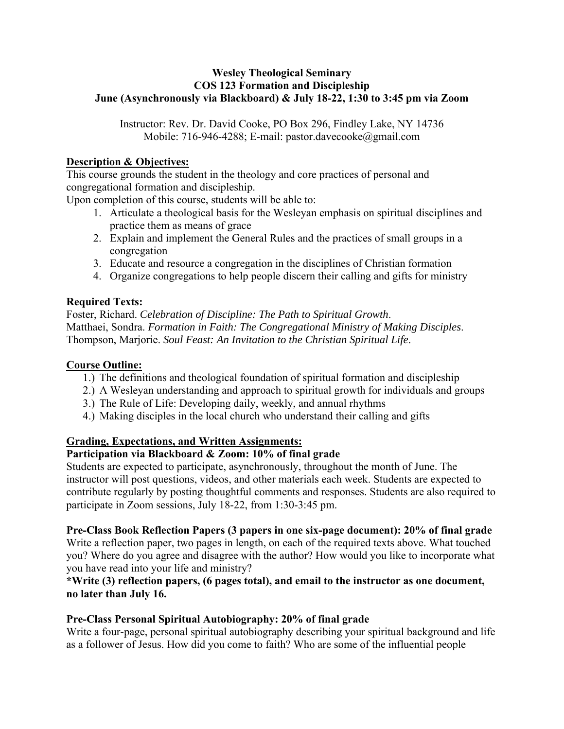**Wesley Theological Seminary**
**COS 123 Formation and Discipleship**
**June (Asynchronously via Blackboard) & July 18-22, 1:30 to 3:45 pm via Zoom**

Instructor: Rev. Dr. David Cooke, PO Box 296, Findley Lake, NY 14736
Mobile: 716-946-4288; E-mail: pastor.davecooke@gmail.com

## Description & Objectives:

This course grounds the student in the theology and core practices of personal and congregational formation and discipleship.
Upon completion of this course, students will be able to:

1. Articulate a theological basis for the Wesleyan emphasis on spiritual disciplines and practice them as means of grace
2. Explain and implement the General Rules and the practices of small groups in a congregation
3. Educate and resource a congregation in the disciplines of Christian formation
4. Organize congregations to help people discern their calling and gifts for ministry

## Required Texts:

Foster, Richard. *Celebration of Discipline: The Path to Spiritual Growth*.
Matthaei, Sondra. *Formation in Faith: The Congregational Ministry of Making Disciples*.
Thompson, Marjorie. *Soul Feast: An Invitation to the Christian Spiritual Life*.

## Course Outline:

1.) The definitions and theological foundation of spiritual formation and discipleship
2.) A Wesleyan understanding and approach to spiritual growth for individuals and groups
3.) The Rule of Life: Developing daily, weekly, and annual rhythms
4.) Making disciples in the local church who understand their calling and gifts

## Grading, Expectations, and Written Assignments:

**Participation via Blackboard & Zoom: 10% of final grade**

Students are expected to participate, asynchronously, throughout the month of June. The instructor will post questions, videos, and other materials each week. Students are expected to contribute regularly by posting thoughtful comments and responses. Students are also required to participate in Zoom sessions, July 18-22, from 1:30-3:45 pm.

**Pre-Class Book Reflection Papers (3 papers in one six-page document): 20% of final grade**

Write a reflection paper, two pages in length, on each of the required texts above. What touched you? Where do you agree and disagree with the author? How would you like to incorporate what you have read into your life and ministry?

**\*Write (3) reflection papers, (6 pages total), and email to the instructor as one document, no later than July 16.**

**Pre-Class Personal Spiritual Autobiography: 20% of final grade**

Write a four-page, personal spiritual autobiography describing your spiritual background and life as a follower of Jesus. How did you come to faith? Who are some of the influential people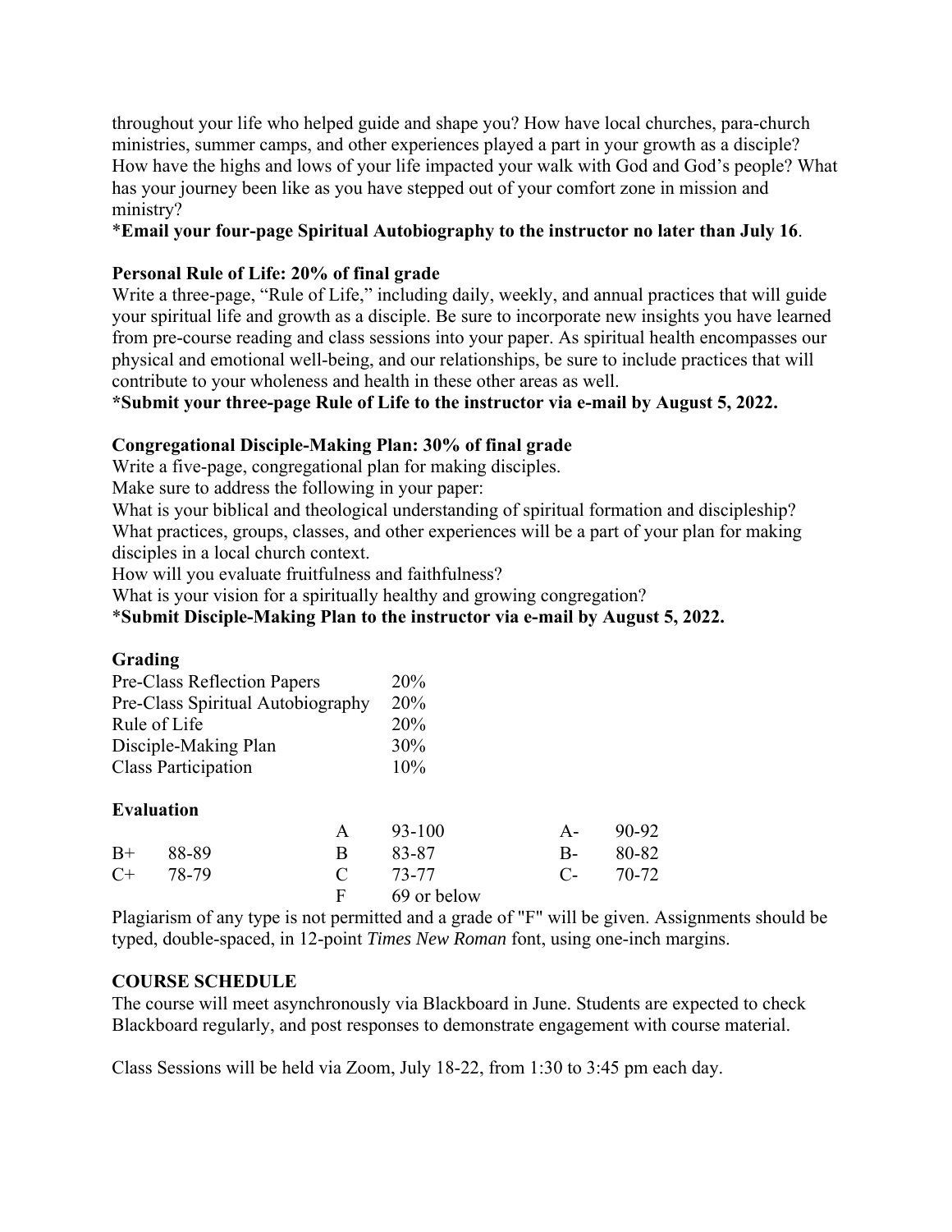throughout your life who helped guide and shape you? How have local churches, para-church ministries, summer camps, and other experiences played a part in your growth as a disciple? How have the highs and lows of your life impacted your walk with God and God's people? What has your journey been like as you have stepped out of your comfort zone in mission and ministry?

*__Email your four-page Spiritual Autobiography to the instructor no later than July 16__.

**Personal Rule of Life: 20% of final grade**

Write a three-page, "Rule of Life," including daily, weekly, and annual practices that will guide your spiritual life and growth as a disciple. Be sure to incorporate new insights you have learned from pre-course reading and class sessions into your paper. As spiritual health encompasses our physical and emotional well-being, and our relationships, be sure to include practices that will contribute to your wholeness and health in these other areas as well.

**\*Submit your three-page Rule of Life to the instructor via e-mail by August 5, 2022.**

**Congregational Disciple-Making Plan: 30% of final grade**

Write a five-page, congregational plan for making disciples.

Make sure to address the following in your paper:

What is your biblical and theological understanding of spiritual formation and discipleship?

What practices, groups, classes, and other experiences will be a part of your plan for making disciples in a local church context.

How will you evaluate fruitfulness and faithfulness?

What is your vision for a spiritually healthy and growing congregation?

*__Submit Disciple-Making Plan to the instructor via e-mail by August 5, 2022.__

**Grading**

| | |
|---|---|
| Pre-Class Reflection Papers | 20% |
| Pre-Class Spiritual Autobiography | 20% |
| Rule of Life | 20% |
| Disciple-Making Plan | 30% |
| Class Participation | 10% |

**Evaluation**

| | | | | | |
|---|---|---|---|---|---|
| | | A | 93-100 | A- | 90-92 |
| B+ | 88-89 | B | 83-87 | B- | 80-82 |
| C+ | 78-79 | C | 73-77 | C- | 70-72 |
| | | F | 69 or below | | |

Plagiarism of any type is not permitted and a grade of "F" will be given. Assignments should be typed, double-spaced, in 12-point *Times New Roman* font, using one-inch margins.

**COURSE SCHEDULE**

The course will meet asynchronously via Blackboard in June. Students are expected to check Blackboard regularly, and post responses to demonstrate engagement with course material.

Class Sessions will be held via Zoom, July 18-22, from 1:30 to 3:45 pm each day.